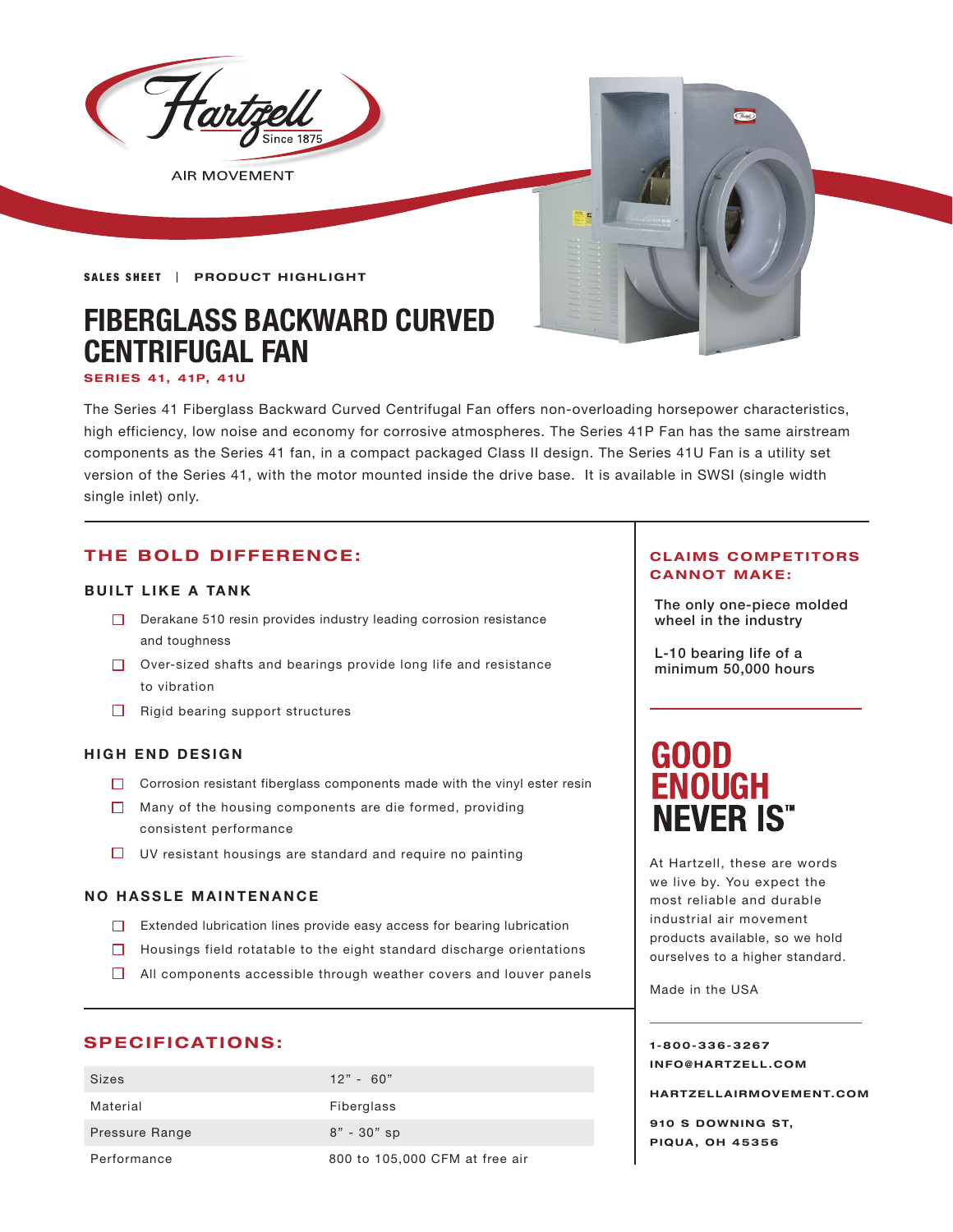Hartzell
Since 1875
AIR MOVEMENT

**SALES SHEET | PRODUCT HIGHLIGHT**

# FIBERGLASS BACKWARD CURVED CENTRIFUGAL FAN

**SERIES 41, 41P, 41U**

The Series 41 Fiberglass Backward Curved Centrifugal Fan offers non-overloading horsepower characteristics, high efficiency, low noise and economy for corrosive atmospheres. The Series 41P Fan has the same airstream components as the Series 41 fan, in a compact packaged Class II design. The Series 41U Fan is a utility set version of the Series 41, with the motor mounted inside the drive base. It is available in SWSI (single width single inlet) only.

## THE BOLD DIFFERENCE:

### BUILT LIKE A TANK

- Derakane 510 resin provides industry leading corrosion resistance and toughness
- Over-sized shafts and bearings provide long life and resistance to vibration
- Rigid bearing support structures

### HIGH END DESIGN

- Corrosion resistant fiberglass components made with the vinyl ester resin
- Many of the housing components are die formed, providing consistent performance
- UV resistant housings are standard and require no painting

### NO HASSLE MAINTENANCE

- Extended lubrication lines provide easy access for bearing lubrication
- Housings field rotatable to the eight standard discharge orientations
- All components accessible through weather covers and louver panels

## SPECIFICATIONS:

| | |
|---|---|
| Sizes | 12" - 60" |
| Material | Fiberglass |
| Pressure Range | 8" - 30" sp |
| Performance | 800 to 105,000 CFM at free air |

## CLAIMS COMPETITORS CANNOT MAKE:

The only one-piece molded wheel in the industry

L-10 bearing life of a minimum 50,000 hours

## GOOD ENOUGH NEVER IS™

At Hartzell, these are words we live by. You expect the most reliable and durable industrial air movement products available, so we hold ourselves to a higher standard.

Made in the USA

**1-800-336-3267**
**INFO@HARTZELL.COM**

**HARTZELLAIRMOVEMENT.COM**

**910 S DOWNING ST,**
**PIQUA, OH 45356**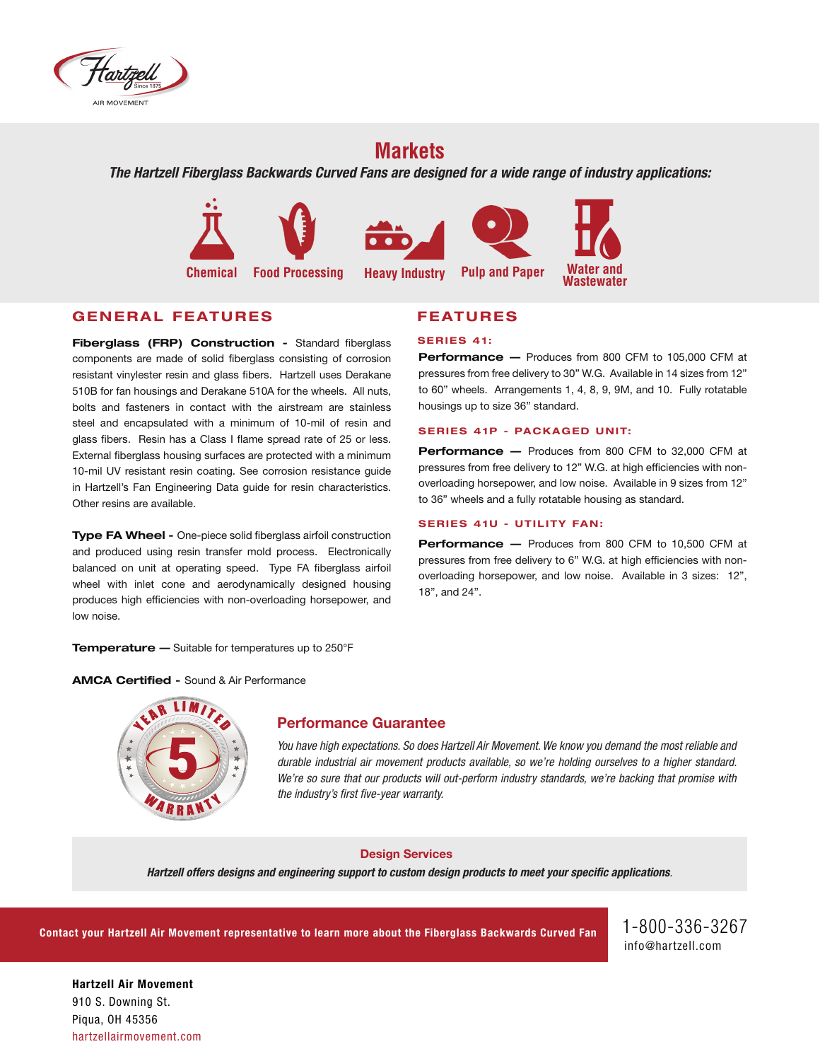# Markets

***The Hartzell Fiberglass Backwards Curved Fans are designed for a wide range of industry applications:***

Chemical
Food Processing
Heavy Industry
Pulp and Paper
Water and Wastewater

## GENERAL FEATURES

**Fiberglass (FRP) Construction -** Standard fiberglass components are made of solid fiberglass consisting of corrosion resistant vinylester resin and glass fibers. Hartzell uses Derakane 510B for fan housings and Derakane 510A for the wheels. All nuts, bolts and fasteners in contact with the airstream are stainless steel and encapsulated with a minimum of 10-mil of resin and glass fibers. Resin has a Class I flame spread rate of 25 or less. External fiberglass housing surfaces are protected with a minimum 10-mil UV resistant resin coating. See corrosion resistance guide in Hartzell's Fan Engineering Data guide for resin characteristics. Other resins are available.

**Type FA Wheel -** One-piece solid fiberglass airfoil construction and produced using resin transfer mold process. Electronically balanced on unit at operating speed. Type FA fiberglass airfoil wheel with inlet cone and aerodynamically designed housing produces high efficiencies with non-overloading horsepower, and low noise.

**Temperature —** Suitable for temperatures up to 250°F

**AMCA Certified -** Sound & Air Performance

## FEATURES

### SERIES 41:

**Performance —** Produces from 800 CFM to 105,000 CFM at pressures from free delivery to 30" W.G. Available in 14 sizes from 12" to 60" wheels. Arrangements 1, 4, 8, 9, 9M, and 10. Fully rotatable housings up to size 36" standard.

### SERIES 41P - PACKAGED UNIT:

**Performance —** Produces from 800 CFM to 32,000 CFM at pressures from free delivery to 12" W.G. at high efficiencies with non-overloading horsepower, and low noise. Available in 9 sizes from 12" to 36" wheels and a fully rotatable housing as standard.

### SERIES 41U - UTILITY FAN:

**Performance —** Produces from 800 CFM to 10,500 CFM at pressures from free delivery to 6" W.G. at high efficiencies with non-overloading horsepower, and low noise. Available in 3 sizes: 12", 18", and 24".

5 YEAR LIMITED WARRANTY

## Performance Guarantee

*You have high expectations. So does Hartzell Air Movement. We know you demand the most reliable and durable industrial air movement products available, so we're holding ourselves to a higher standard. We're so sure that our products will out-perform industry standards, we're backing that promise with the industry's first five-year warranty.*

## Design Services

***Hartzell offers designs and engineering support to custom design products to meet your specific applications.***

**Contact your Hartzell Air Movement representative to learn more about the Fiberglass Backwards Curved Fan**

1-800-336-3267
info@hartzell.com

**Hartzell Air Movement**
910 S. Downing St.
Piqua, OH 45356
hartzellairmovement.com